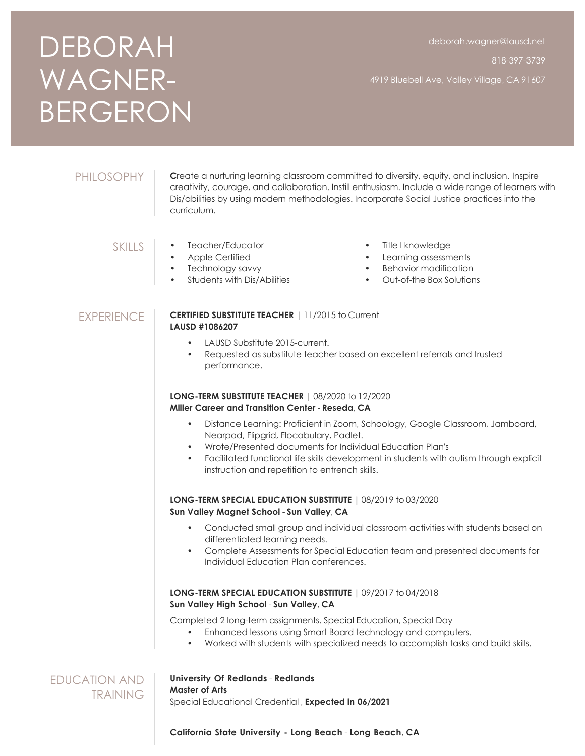# DEBORAH WAGNER-BERGERON

deborah.wagner@lausd.net

818-397-3739

4919 Bluebell Ave, Valley Village, CA 91607

## PHILOSOPHY

**C**reate a nurturing learning classroom committed to diversity, equity, and inclusion. Inspire creativity, courage, and collaboration. Instill enthusiasm. Include a wide range of learners with Dis/abilities by using modern methodologies. Incorporate Social Justice practices into the curriculum.

## SKILLS

- Teacher/Educator
- Apple Certified
- Technology savvy
- Students with Dis/Abilities
- Title I knowledge
- Learning assessments
- Behavior modification
- Out-of-the Box Solutions

## EXPERIENCE

**CERTIFIED SUBSTITUTE TEACHER** | 11/2015 to Current
**LAUSD #1086207**

- LAUSD Substitute 2015-current.
- Requested as substitute teacher based on excellent referrals and trusted performance.

**LONG-TERM SUBSTITUTE TEACHER** | 08/2020 to 12/2020
**Miller Career and Transition Center** - **Reseda**, **CA**

- Distance Learning: Proficient in Zoom, Schoology, Google Classroom, Jamboard, Nearpod, Flipgrid, Flocabulary, Padlet.
- Wrote/Presented documents for Individual Education Plan's
- Facilitated functional life skills development in students with autism through explicit instruction and repetition to entrench skills.

**LONG-TERM SPECIAL EDUCATION SUBSTITUTE** | 08/2019 to 03/2020
**Sun Valley Magnet School** - **Sun Valley**, **CA**

- Conducted small group and individual classroom activities with students based on differentiated learning needs.
- Complete Assessments for Special Education team and presented documents for Individual Education Plan conferences.

**LONG-TERM SPECIAL EDUCATION SUBSTITUTE** | 09/2017 to 04/2018
**Sun Valley High School** - **Sun Valley**, **CA**

Completed 2 long-term assignments. Special Education, Special Day

- Enhanced lessons using Smart Board technology and computers.
- Worked with students with specialized needs to accomplish tasks and build skills.

## EDUCATION AND TRAINING

**University Of Redlands** - **Redlands**
**Master of Arts**
Special Educational Credential , **Expected in 06/2021**

**California State University - Long Beach** - **Long Beach**, **CA**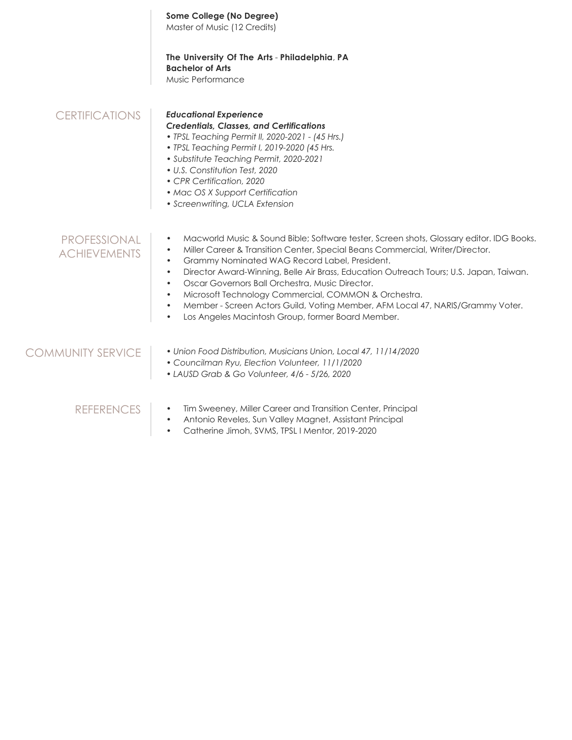**Some College (No Degree)**
Master of Music (12 Credits)

**The University Of The Arts** - **Philadelphia**, **PA**
**Bachelor of Arts**
Music Performance

## CERTIFICATIONS

***Educational Experience***
***Credentials, Classes, and Certifications***

- *TPSL Teaching Permit II, 2020-2021 - (45 Hrs.)*
- *TPSL Teaching Permit I, 2019-2020 (45 Hrs.*
- *Substitute Teaching Permit, 2020-2021*
- *U.S. Constitution Test, 2020*
- *CPR Certification, 2020*
- *Mac OS X Support Certification*
- *Screenwriting, UCLA Extension*

## PROFESSIONAL ACHIEVEMENTS

- Macworld Music & Sound Bible; Software tester, Screen shots, Glossary editor. IDG Books.
- Miller Career & Transition Center, Special Beans Commercial, Writer/Director.
- Grammy Nominated WAG Record Label, President.
- Director Award-Winning, Belle Air Brass, Education Outreach Tours; U.S. Japan, Taiwan.
- Oscar Governors Ball Orchestra, Music Director.
- Microsoft Technology Commercial, COMMON & Orchestra.
- Member - Screen Actors Guild, Voting Member, AFM Local 47, NARIS/Grammy Voter.
- Los Angeles Macintosh Group, former Board Member.

## COMMUNITY SERVICE

- *Union Food Distribution, Musicians Union, Local 47, 11/14/2020*
- *Councilman Ryu, Election Volunteer, 11/1/2020*
- *LAUSD Grab & Go Volunteer, 4/6 - 5/26, 2020*

## REFERENCES

- Tim Sweeney, Miller Career and Transition Center, Principal
- Antonio Reveles, Sun Valley Magnet, Assistant Principal
- Catherine Jimoh, SVMS, TPSL I Mentor, 2019-2020